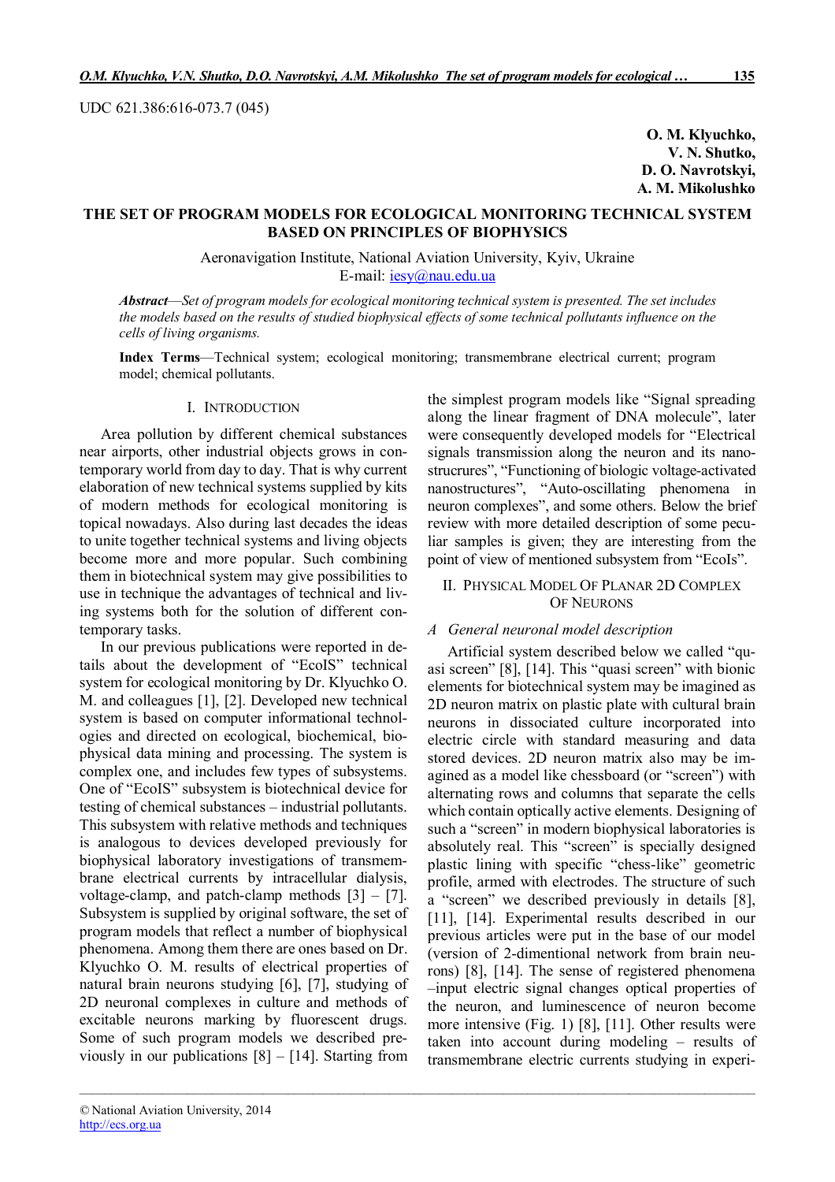UDC 621.386:616-073.7 (045)

**O. M. Klyuchko,**
**V. N. Shutko,**
**D. O. Navrotskyi,**
**A. M. Mikolushko**

# THE SET OF PROGRAM MODELS FOR ECOLOGICAL MONITORING TECHNICAL SYSTEM BASED ON PRINCIPLES OF BIOPHYSICS

Aeronavigation Institute, National Aviation University, Kyiv, Ukraine
E-mail: iesy@nau.edu.ua

***Abstract**—Set of program models for ecological monitoring technical system is presented. The set includes the models based on the results of studied biophysical effects of some technical pollutants influence on the cells of living organisms.*

**Index Terms**—Technical system; ecological monitoring; transmembrane electrical current; program model; chemical pollutants.

## I. Introduction

Area pollution by different chemical substances near airports, other industrial objects grows in contemporary world from day to day. That is why current elaboration of new technical systems supplied by kits of modern methods for ecological monitoring is topical nowadays. Also during last decades the ideas to unite together technical systems and living objects become more and more popular. Such combining them in biotechnical system may give possibilities to use in technique the advantages of technical and living systems both for the solution of different contemporary tasks.

In our previous publications were reported in details about the development of "EcoIS" technical system for ecological monitoring by Dr. Klyuchko O. M. and colleagues [1], [2]. Developed new technical system is based on computer informational technologies and directed on ecological, biochemical, biophysical data mining and processing. The system is complex one, and includes few types of subsystems. One of "EcoIS" subsystem is biotechnical device for testing of chemical substances – industrial pollutants. This subsystem with relative methods and techniques is analogous to devices developed previously for biophysical laboratory investigations of transmembrane electrical currents by intracellular dialysis, voltage-clamp, and patch-clamp methods [3] – [7]. Subsystem is supplied by original software, the set of program models that reflect a number of biophysical phenomena. Among them there are ones based on Dr. Klyuchko O. M. results of electrical properties of natural brain neurons studying [6], [7], studying of 2D neuronal complexes in culture and methods of excitable neurons marking by fluorescent drugs. Some of such program models we described previously in our publications [8] – [14]. Starting from the simplest program models like "Signal spreading along the linear fragment of DNA molecule", later were consequently developed models for "Electrical signals transmission along the neuron and its nanostrucrures", "Functioning of biologic voltage-activated nanostructures", "Auto-oscillating phenomena in neuron complexes", and some others. Below the brief review with more detailed description of some peculiar samples is given; they are interesting from the point of view of mentioned subsystem from "EcoIs".

## II. Physical Model Of Planar 2D Complex Of Neurons

### *A General neuronal model description*

Artificial system described below we called "quasi screen" [8], [14]. This "quasi screen" with bionic elements for biotechnical system may be imagined as 2D neuron matrix on plastic plate with cultural brain neurons in dissociated culture incorporated into electric circle with standard measuring and data stored devices. 2D neuron matrix also may be imagined as a model like chessboard (or "screen") with alternating rows and columns that separate the cells which contain optically active elements. Designing of such a "screen" in modern biophysical laboratories is absolutely real. This "screen" is specially designed plastic lining with specific "chess-like" geometric profile, armed with electrodes. The structure of such a "screen" we described previously in details [8], [11], [14]. Experimental results described in our previous articles were put in the base of our model (version of 2-dimentional network from brain neurons) [8], [14]. The sense of registered phenomena –input electric signal changes optical properties of the neuron, and luminescence of neuron become more intensive (Fig. 1) [8], [11]. Other results were taken into account during modeling – results of transmembrane electric currents studying in experi-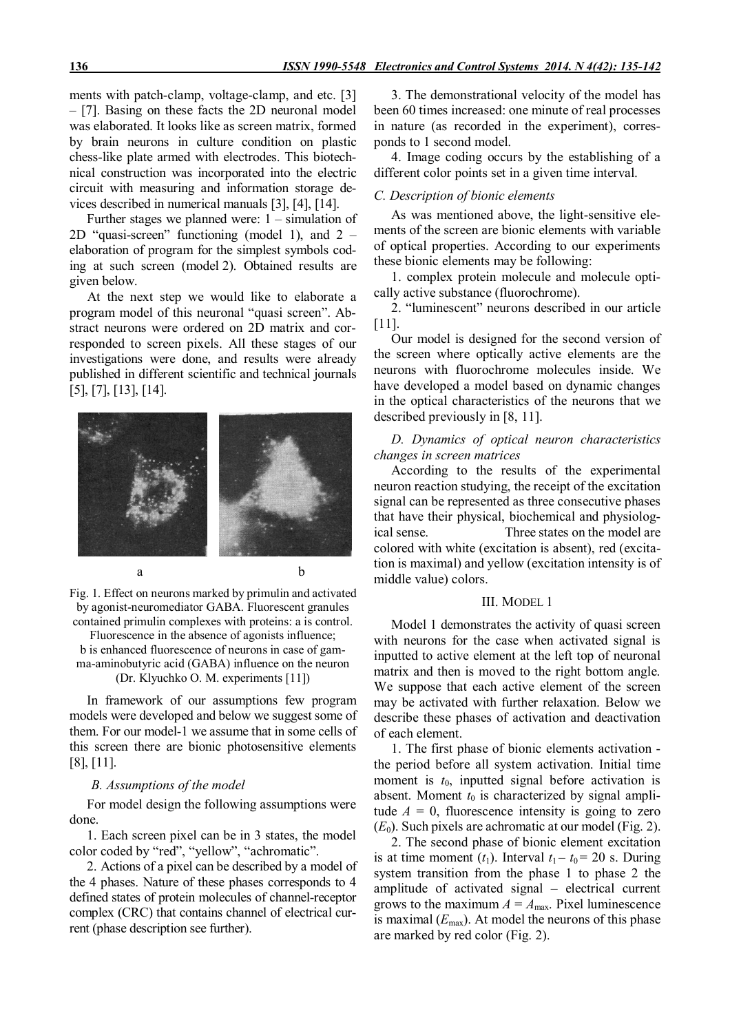ments with patch-clamp, voltage-clamp, and etc. [3] – [7]. Basing on these facts the 2D neuronal model was elaborated. It looks like as screen matrix, formed by brain neurons in culture condition on plastic chess-like plate armed with electrodes. This biotechnical construction was incorporated into the electric circuit with measuring and information storage devices described in numerical manuals [3], [4], [14].

Further stages we planned were: 1 – simulation of 2D "quasi-screen" functioning (model 1), and 2 – elaboration of program for the simplest symbols coding at such screen (model 2). Obtained results are given below.

At the next step we would like to elaborate a program model of this neuronal "quasi screen". Abstract neurons were ordered on 2D matrix and corresponded to screen pixels. All these stages of our investigations were done, and results were already published in different scientific and technical journals [5], [7], [13], [14].

a b

Fig. 1. Effect on neurons marked by primulin and activated by agonist-neuromediator GABA. Fluorescent granules contained primulin complexes with proteins: a is control. Fluorescence in the absence of agonists influence; b is enhanced fluorescence of neurons in case of gamma-aminobutyric acid (GABA) influence on the neuron (Dr. Klyuchko O. M. experiments [11])

In framework of our assumptions few program models were developed and below we suggest some of them. For our model-1 we assume that in some cells of this screen there are bionic photosensitive elements [8], [11].

### *B. Assumptions of the model*

For model design the following assumptions were done.

1. Each screen pixel can be in 3 states, the model color coded by "red", "yellow", "achromatic".

2. Actions of a pixel can be described by a model of the 4 phases. Nature of these phases corresponds to 4 defined states of protein molecules of channel-receptor complex (CRC) that contains channel of electrical current (phase description see further).

3. The demonstrational velocity of the model has been 60 times increased: one minute of real processes in nature (as recorded in the experiment), corresponds to 1 second model.

4. Image coding occurs by the establishing of a different color points set in a given time interval.

### *C. Description of bionic elements*

As was mentioned above, the light-sensitive elements of the screen are bionic elements with variable of optical properties. According to our experiments these bionic elements may be following:

1. complex protein molecule and molecule optically active substance (fluorochrome).

2. "luminescent" neurons described in our article [11].

Our model is designed for the second version of the screen where optically active elements are the neurons with fluorochrome molecules inside. We have developed a model based on dynamic changes in the optical characteristics of the neurons that we described previously in [8, 11].

### *D. Dynamics of optical neuron characteristics changes in screen matrices*

According to the results of the experimental neuron reaction studying, the receipt of the excitation signal can be represented as three consecutive phases that have their physical, biochemical and physiological sense. Three states on the model are colored with white (excitation is absent), red (excitation is maximal) and yellow (excitation intensity is of middle value) colors.

## III. Model 1

Model 1 demonstrates the activity of quasi screen with neurons for the case when activated signal is inputted to active element at the left top of neuronal matrix and then is moved to the right bottom angle. We suppose that each active element of the screen may be activated with further relaxation. Below we describe these phases of activation and deactivation of each element.

1. The first phase of bionic elements activation - the period before all system activation. Initial time moment is $t_0$, inputted signal before activation is absent. Moment $t_0$ is characterized by signal amplitude $A = 0$, fluorescence intensity is going to zero ($E_0$). Such pixels are achromatic at our model (Fig. 2).

2. The second phase of bionic element excitation is at time moment ($t_1$). Interval $t_1 - t_0 = 20$ s. During system transition from the phase 1 to phase 2 the amplitude of activated signal – electrical current grows to the maximum $A = A_{max}$. Pixel luminescence is maximal ($E_{max}$). At model the neurons of this phase are marked by red color (Fig. 2).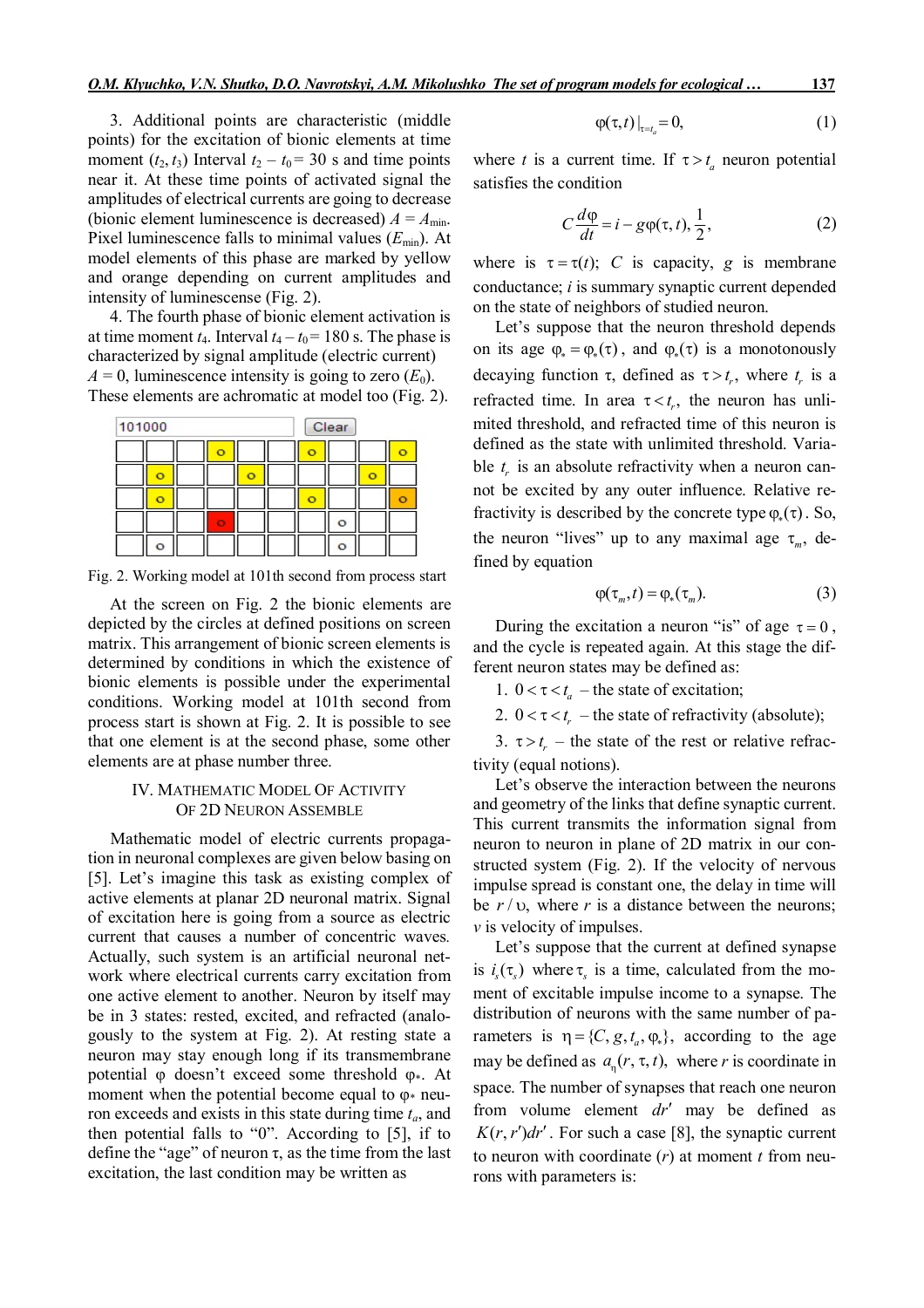3. Additional points are characteristic (middle points) for the excitation of bionic elements at time moment ($t_2$, $t_3$) Interval $t_2 - t_0 = 30$ s and time points near it. At these time points of activated signal the amplitudes of electrical currents are going to decrease (bionic element luminescence is decreased) $A = A_{min}$. Pixel luminescence falls to minimal values ($E_{min}$). At model elements of this phase are marked by yellow and orange depending on current amplitudes and intensity of luminescense (Fig. 2).

4. The fourth phase of bionic element activation is at time moment $t_4$. Interval $t_4 - t_0 = 180$ s. The phase is characterized by signal amplitude (electric current) $A = 0$, luminescence intensity is going to zero ($E_0$). These elements are achromatic at model too (Fig. 2).

Fig. 2. Working model at 101th second from process start

At the screen on Fig. 2 the bionic elements are depicted by the circles at defined positions on screen matrix. This arrangement of bionic screen elements is determined by conditions in which the existence of bionic elements is possible under the experimental conditions. Working model at 101th second from process start is shown at Fig. 2. It is possible to see that one element is at the second phase, some other elements are at phase number three.

## IV. Mathematical Model of Activity of 2D Neuron Assemble

Mathematic model of electric currents propagation in neuronal complexes are given below basing on [5]. Let's imagine this task as existing complex of active elements at planar 2D neuronal matrix. Signal of excitation here is going from a source as electric current that causes a number of concentric waves. Actually, such system is an artificial neuronal network where electrical currents carry excitation from one active element to another. Neuron by itself may be in 3 states: rested, excited, and refracted (analogously to the system at Fig. 2). At resting state a neuron may stay enough long if its transmembrane potential $\varphi$ doesn't exceed some threshold $\varphi_*$. At moment when the potential become equal to $\varphi_*$ neuron exceeds and exists in this state during time $t_a$, and then potential falls to "0". According to [5], if to define the "age" of neuron $\tau$, as the time from the last excitation, the last condition may be written as

$$\varphi(\tau,t)\,|_{\tau=t_a} = 0, \tag{1}$$

where $t$ is a current time. If $\tau > t_a$ neuron potential satisfies the condition

$$C\frac{d\varphi}{dt} = i - g\varphi(\tau,t), \frac{1}{2}, \tag{2}$$

where is $\tau = \tau(t)$; $C$ is capacity, $g$ is membrane conductance; $i$ is summary synaptic current depended on the state of neighbors of studied neuron.

Let's suppose that the neuron threshold depends on its age $\varphi_* = \varphi_*(\tau)$, and $\varphi_*(\tau)$ is a monotonously decaying function $\tau$, defined as $\tau > t_r$, where $t_r$ is a refracted time. In area $\tau < t_r$, the neuron has unlimited threshold, and refracted time of this neuron is defined as the state with unlimited threshold. Variable $t_r$ is an absolute refractivity when a neuron cannot be excited by any outer influence. Relative refractivity is described by the concrete type $\varphi_*(\tau)$. So, the neuron "lives" up to any maximal age $\tau_m$, defined by equation

$$\varphi(\tau_m,t) = \varphi_*(\tau_m). \tag{3}$$

During the excitation a neuron "is" of age $\tau = 0$, and the cycle is repeated again. At this stage the different neuron states may be defined as:

1. $0 < \tau < t_a$ – the state of excitation;
2. $0 < \tau < t_r$ – the state of refractivity (absolute);
3. $\tau > t_r$ – the state of the rest or relative refractivity (equal notions).

Let's observe the interaction between the neurons and geometry of the links that define synaptic current. This current transmits the information signal from neuron to neuron in plane of 2D matrix in our constructed system (Fig. 2). If the velocity of nervous impulse spread is constant one, the delay in time will be $r/\upsilon$, where $r$ is a distance between the neurons; $v$ is velocity of impulses.

Let's suppose that the current at defined synapse is $i_s(\tau_s)$ where $\tau_s$ is a time, calculated from the moment of excitable impulse income to a synapse. The distribution of neurons with the same number of parameters is $\eta = \{C, g, t_a, \varphi_*\}$, according to the age may be defined as $a_\eta(r,\tau,t)$, where $r$ is coordinate in space. The number of synapses that reach one neuron from volume element $dr'$ may be defined as $K(r,r')dr'$. For such a case [8], the synaptic current to neuron with coordinate ($r$) at moment $t$ from neurons with parameters is: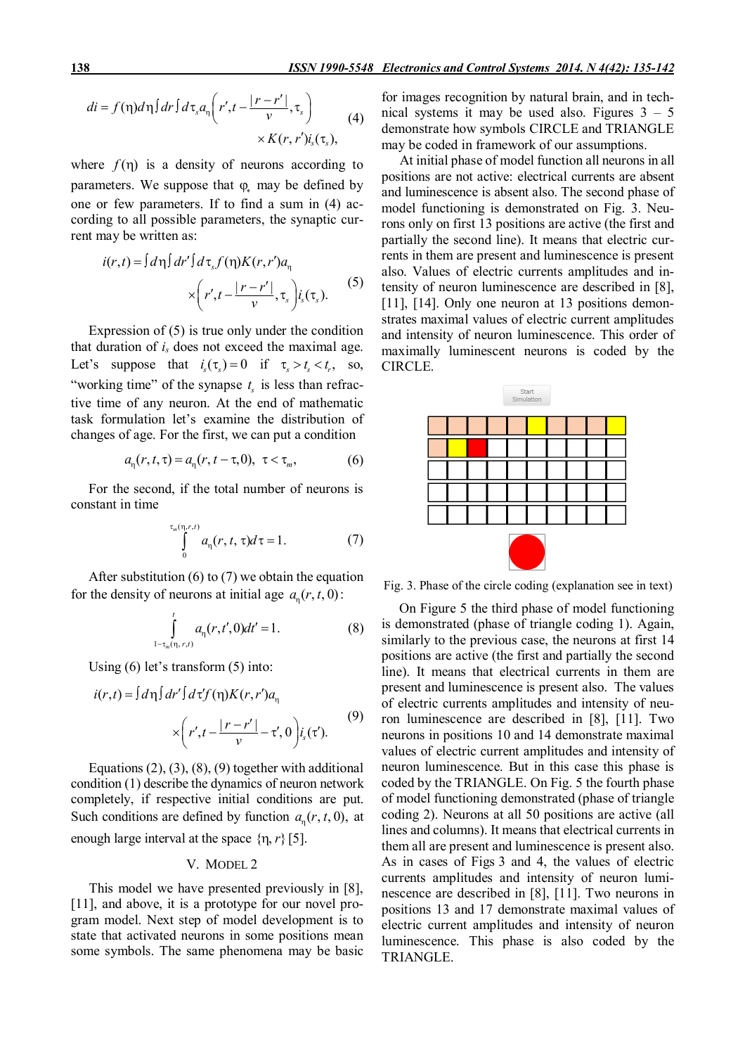$$di = f(\eta)d\eta \int dr \int d\tau_s a_\eta\left(r', t - \frac{|r - r'|}{v}, \tau_s\right) \times K(r, r') i_s(\tau_s), \quad (4)$$

where $f(\eta)$ is a density of neurons according to parameters. We suppose that $\varphi_*$ may be defined by one or few parameters. If to find a sum in (4) according to all possible parameters, the synaptic current may be written as:

$$i(r,t) = \int d\eta \int dr' \int d\tau_s f(\eta) K(r, r') a_\eta \times \left(r', t - \frac{|r - r'|}{v}, \tau_s\right) i_s(\tau_s). \quad (5)$$

Expression of (5) is true only under the condition that duration of $i_s$ does not exceed the maximal age. Let's suppose that $i_s(\tau_s) = 0$ if $\tau_s > t_s < t_r$, so, "working time" of the synapse $t_s$ is less than refractive time of any neuron. At the end of mathematic task formulation let's examine the distribution of changes of age. For the first, we can put a condition

$$a_\eta(r, t, \tau) = a_\eta(r, t - \tau, 0), \ \ \tau < \tau_m, \quad (6)$$

For the second, if the total number of neurons is constant in time

$$\int_0^{\tau_m(\eta, r, t)} a_\eta(r, t, \tau) d\tau = 1. \quad (7)$$

After substitution (6) to (7) we obtain the equation for the density of neurons at initial age $a_\eta(r, t, 0)$:

$$\int_{1-\tau_m(\eta, r, t)}^{t} a_\eta(r, t', 0) dt' = 1. \quad (8)$$

Using (6) let's transform (5) into:

$$i(r,t) = \int d\eta \int dr' \int d\tau' f(\eta) K(r, r') a_\eta \times \left(r', t - \frac{|r - r'|}{v} - \tau', 0\right) i_s(\tau'). \quad (9)$$

Equations (2), (3), (8), (9) together with additional condition (1) describe the dynamics of neuron network completely, if respective initial conditions are put. Such conditions are defined by function $a_\eta(r, t, 0)$, at enough large interval at the space $\{\eta, r\}$ [5].

## V. Model 2

This model we have presented previously in [8], [11], and above, it is a prototype for our novel program model. Next step of model development is to state that activated neurons in some positions mean some symbols. The same phenomena may be basic for images recognition by natural brain, and in technical systems it may be used also. Figures 3 – 5 demonstrate how symbols CIRCLE and TRIANGLE may be coded in framework of our assumptions.

At initial phase of model function all neurons in all positions are not active: electrical currents are absent and luminescence is absent also. The second phase of model functioning is demonstrated on Fig. 3. Neurons only on first 13 positions are active (the first and partially the second line). It means that electric currents in them are present and luminescence is present also. Values of electric currents amplitudes and intensity of neuron luminescence are described in [8], [11], [14]. Only one neuron at 13 positions demonstrates maximal values of electric current amplitudes and intensity of neuron luminescence. This order of maximally luminescent neurons is coded by the CIRCLE.

Fig. 3. Phase of the circle coding (explanation see in text)

On Figure 5 the third phase of model functioning is demonstrated (phase of triangle coding 1). Again, similarly to the previous case, the neurons at first 14 positions are active (the first and partially the second line). It means that electrical currents in them are present and luminescence is present also. The values of electric currents amplitudes and intensity of neuron luminescence are described in [8], [11]. Two neurons in positions 10 and 14 demonstrate maximal values of electric current amplitudes and intensity of neuron luminescence. But in this case this phase is coded by the TRIANGLE. On Fig. 5 the fourth phase of model functioning demonstrated (phase of triangle coding 2). Neurons at all 50 positions are active (all lines and columns). It means that electrical currents in them all are present and luminescence is present also. As in cases of Figs 3 and 4, the values of electric currents amplitudes and intensity of neuron luminescence are described in [8], [11]. Two neurons in positions 13 and 17 demonstrate maximal values of electric current amplitudes and intensity of neuron luminescence. This phase is also coded by the TRIANGLE.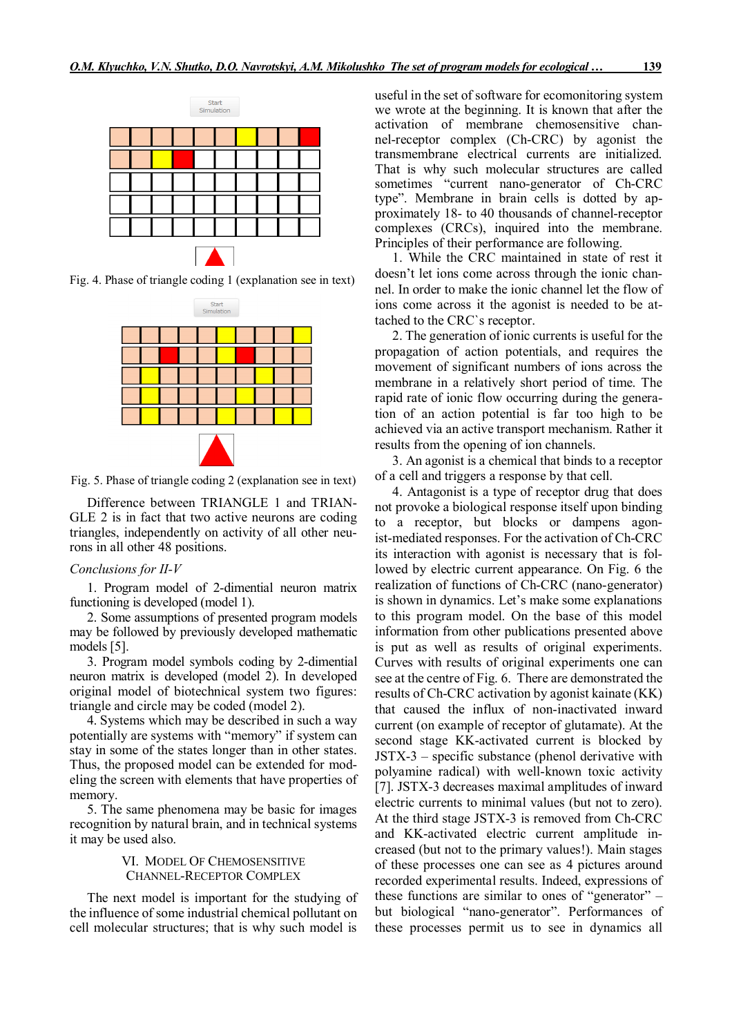Fig. 4. Phase of triangle coding 1 (explanation see in text)

Fig. 5. Phase of triangle coding 2 (explanation see in text)

Difference between TRIANGLE 1 and TRIANGLE 2 is in fact that two active neurons are coding triangles, independently on activity of all other neurons in all other 48 positions.

*Conclusions for II-V*

1. Program model of 2-dimential neuron matrix functioning is developed (model 1).

2. Some assumptions of presented program models may be followed by previously developed mathematic models [5].

3. Program model symbols coding by 2-dimential neuron matrix is developed (model 2). In developed original model of biotechnical system two figures: triangle and circle may be coded (model 2).

4. Systems which may be described in such a way potentially are systems with "memory" if system can stay in some of the states longer than in other states. Thus, the proposed model can be extended for modeling the screen with elements that have properties of memory.

5. The same phenomena may be basic for images recognition by natural brain, and in technical systems it may be used also.

## VI. Model Of Chemosensitive Channel-Receptor Complex

The next model is important for the studying of the influence of some industrial chemical pollutant on cell molecular structures; that is why such model is useful in the set of software for ecomonitoring system we wrote at the beginning. It is known that after the activation of membrane chemosensitive channel-receptor complex (Ch-CRC) by agonist the transmembrane electrical currents are initialized. That is why such molecular structures are called sometimes "current nano-generator of Ch-CRC type". Membrane in brain cells is dotted by approximately 18- to 40 thousands of channel-receptor complexes (CRCs), inquired into the membrane. Principles of their performance are following.

1. While the CRC maintained in state of rest it doesn't let ions come across through the ionic channel. In order to make the ionic channel let the flow of ions come across it the agonist is needed to be attached to the CRC`s receptor.

2. The generation of ionic currents is useful for the propagation of action potentials, and requires the movement of significant numbers of ions across the membrane in a relatively short period of time. The rapid rate of ionic flow occurring during the generation of an action potential is far too high to be achieved via an active transport mechanism. Rather it results from the opening of ion channels.

3. An agonist is a chemical that binds to a receptor of a cell and triggers a response by that cell.

4. Antagonist is a type of receptor drug that does not provoke a biological response itself upon binding to a receptor, but blocks or dampens agonist-mediated responses. For the activation of Ch-CRC its interaction with agonist is necessary that is followed by electric current appearance. On Fig. 6 the realization of functions of Ch-CRC (nano-generator) is shown in dynamics. Let's make some explanations to this program model. On the base of this model information from other publications presented above is put as well as results of original experiments. Curves with results of original experiments one can see at the centre of Fig. 6. There are demonstrated the results of Ch-CRC activation by agonist kainate (KK) that caused the influx of non-inactivated inward current (on example of receptor of glutamate). At the second stage KK-activated current is blocked by JSTX-3 – specific substance (phenol derivative with polyamine radical) with well-known toxic activity [7]. JSTX-3 decreases maximal amplitudes of inward electric currents to minimal values (but not to zero). At the third stage JSTX-3 is removed from Ch-CRC and KK-activated electric current amplitude increased (but not to the primary values!). Main stages of these processes one can see as 4 pictures around recorded experimental results. Indeed, expressions of these functions are similar to ones of "generator" – but biological "nano-generator". Performances of these processes permit us to see in dynamics all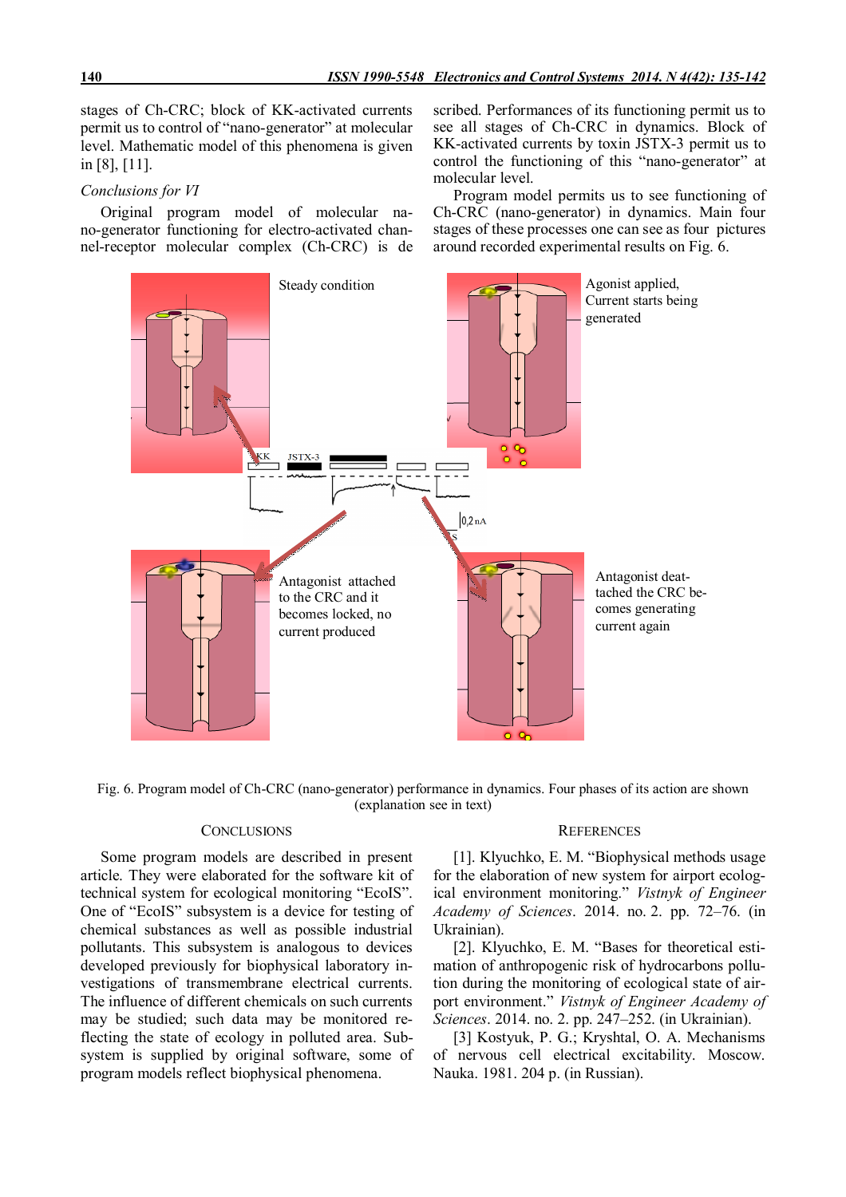stages of Ch-CRC; block of KK-activated currents permit us to control of "nano-generator" at molecular level. Mathematic model of this phenomena is given in [8], [11].

*Conclusions for VI*

Original program model of molecular nano-generator functioning for electro-activated channel-receptor molecular complex (Ch-CRC) is described. Performances of its functioning permit us to see all stages of Ch-CRC in dynamics. Block of KK-activated currents by toxin JSTX-3 permit us to control the functioning of this "nano-generator" at molecular level.

Program model permits us to see functioning of Ch-CRC (nano-generator) in dynamics. Main four stages of these processes one can see as four pictures around recorded experimental results on Fig. 6.

Fig. 6. Program model of Ch-CRC (nano-generator) performance in dynamics. Four phases of its action are shown (explanation see in text)

## CONCLUSIONS

Some program models are described in present article. They were elaborated for the software kit of technical system for ecological monitoring "EcoIS". One of "EcoIS" subsystem is a device for testing of chemical substances as well as possible industrial pollutants. This subsystem is analogous to devices developed previously for biophysical laboratory investigations of transmembrane electrical currents. The influence of different chemicals on such currents may be studied; such data may be monitored reflecting the state of ecology in polluted area. Subsystem is supplied by original software, some of program models reflect biophysical phenomena.

## REFERENCES

[1]. Klyuchko, E. M. "Biophysical methods usage for the elaboration of new system for airport ecological environment monitoring." *Vistnyk of Engineer Academy of Sciences*. 2014. no. 2. pp. 72–76. (in Ukrainian).

[2]. Klyuchko, E. M. "Bases for theoretical estimation of anthropogenic risk of hydrocarbons pollution during the monitoring of ecological state of airport environment." *Vistnyk of Engineer Academy of Sciences*. 2014. no. 2. pp. 247–252. (in Ukrainian).

[3] Kostyuk, P. G.; Kryshtal, O. A. Mechanisms of nervous cell electrical excitability. Moscow. Nauka. 1981. 204 p. (in Russian).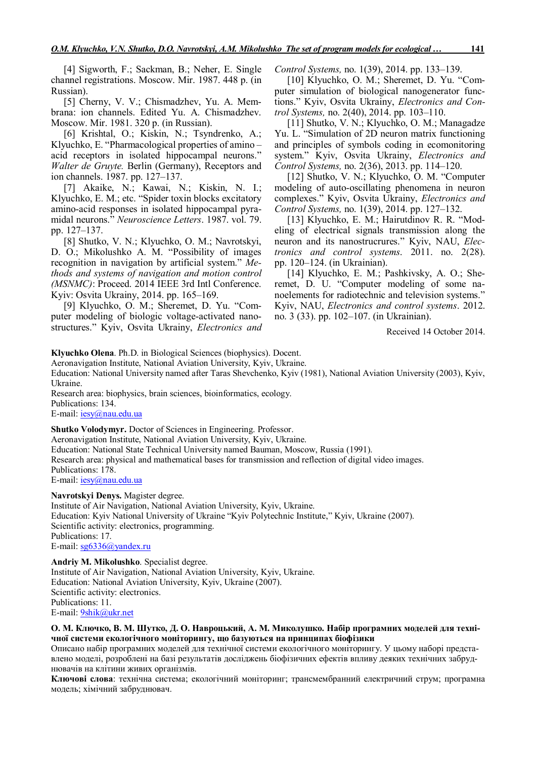[4] Sigworth, F.; Sackman, B.; Neher, E. Single channel registrations. Moscow. Mir. 1987. 448 p. (in Russian).

[5] Cherny, V. V.; Chismadzhev, Yu. A. Membrana: ion channels. Edited Yu. A. Chismadzhev. Moscow. Mir. 1981. 320 p. (in Russian).

[6] Krishtal, O.; Kiskin, N.; Tsyndrenko, A.; Klyuchko, E. "Pharmacological properties of amino – acid receptors in isolated hippocampal neurons." *Walter de Gruyte.* Berlin (Germany), Receptors and ion channels. 1987. pp. 127–137.

[7] Akaike, N.; Kawai, N.; Kiskin, N. I.; Klyuchko, E. M.; etc. "Spider toxin blocks excitatory amino-acid responses in isolated hippocampal pyramidal neurons." *Neuroscience Letters*. 1987. vol. 79. pp. 127–137.

[8] Shutko, V. N.; Klyuchko, O. M.; Navrotskyi, D. O.; Mikolushko A. M. "Possibility of images recognition in navigation by artificial system." *Methods and systems of navigation and motion control (MSNMC)*: Proceed. 2014 IEEE 3rd Intl Conference. Kyiv: Osvita Ukrainy, 2014. pp. 165–169.

[9] Klyuchko, O. M.; Sheremet, D. Yu. "Computer modeling of biologic voltage-activated nanostructures." Kyiv, Osvita Ukrainy, *Electronics and Control Systems,* no. 1(39), 2014. pp. 133–139.

[10] Klyuchko, O. M.; Sheremet, D. Yu. "Computer simulation of biological nanogenerator functions." Kyiv, Osvita Ukrainy, *Electronics and Control Systems,* no. 2(40), 2014. pp. 103–110.

[11] Shutko, V. N.; Klyuchko, O. M.; Managadze Yu. L. "Simulation of 2D neuron matrix functioning and principles of symbols coding in ecomonitoring system." Kyiv, Osvita Ukrainy, *Electronics and Control Systems,* no. 2(36), 2013. pp. 114–120.

[12] Shutko, V. N.; Klyuchko, O. M. "Computer modeling of auto-oscillating phenomena in neuron complexes." Kyiv, Osvita Ukrainy, *Electronics and Control Systems,* no. 1(39), 2014. pp. 127–132.

[13] Klyuchko, E. M.; Hairutdinov R. R. "Modeling of electrical signals transmission along the neuron and its nanostrucrures." Kyiv, NAU, *Electronics and control systems*. 2011. no. 2(28). pp. 120–124. (in Ukrainian).

[14] Klyuchko, E. M.; Pashkivsky, A. O.; Sheremet, D. U. "Computer modeling of some nanoelements for radiotechnic and television systems." Kyiv, NAU, *Electronics and control systems*. 2012. no. 3 (33). pp. 102–107. (in Ukrainian).

Received 14 October 2014.

**Klyuchko Olena**. Ph.D. in Biological Sciences (biophysics). Docent.
Aeronavigation Institute, National Aviation University, Kyiv, Ukraine.
Education: National University named after Taras Shevchenko, Kyiv (1981), National Aviation University (2003), Kyiv, Ukraine.
Research area: biophysics, brain sciences, bioinformatics, ecology.
Publications: 134.
E-mail: iesy@nau.edu.ua

**Shutko Volodymyr.** Doctor of Sciences in Engineering. Professor.
Aeronavigation Institute, National Aviation University, Kyiv, Ukraine.
Education: National State Technical University named Bauman, Moscow, Russia (1991).
Research area: physical and mathematical bases for transmission and reflection of digital video images.
Publications: 178.
E-mail: iesy@nau.edu.ua

**Navrotskyi Denys.** Magister degree.
Institute of Air Navigation, National Aviation University, Kyiv, Ukraine.
Education: Kyiv National University of Ukraine "Kyiv Polytechnic Institute," Kyiv, Ukraine (2007).
Scientific activity: electronics, programming.
Publications: 17.
E-mail: sg6336@yandex.ru

**Andriy M. Mikolushko**. Specialist degree.
Institute of Air Navigation, National Aviation University, Kyiv, Ukraine.
Education: National Aviation University, Kyiv, Ukraine (2007).
Scientific activity: electronics.
Publications: 11.
E-mail: 9shik@ukr.net

**О. М. Ключко, В. М. Шутко, Д. О. Навроцький, А. М. Миколушко. Набір програмних моделей для технічної системи екологічного моніторингу, що базуються на принципах біофізики**

Описано набір програмних моделей для технічної системи екологічного моніторингу. У цьому наборі представлено моделі, розроблені на базі результатів досліджень біофізичних ефектів впливу деяких технічних забруднювачів на клітини живих організмів.

**Ключові слова**: технічна система; екологічний моніторинг; трансмембранний електричний струм; програмна модель; хімічний забруднювач.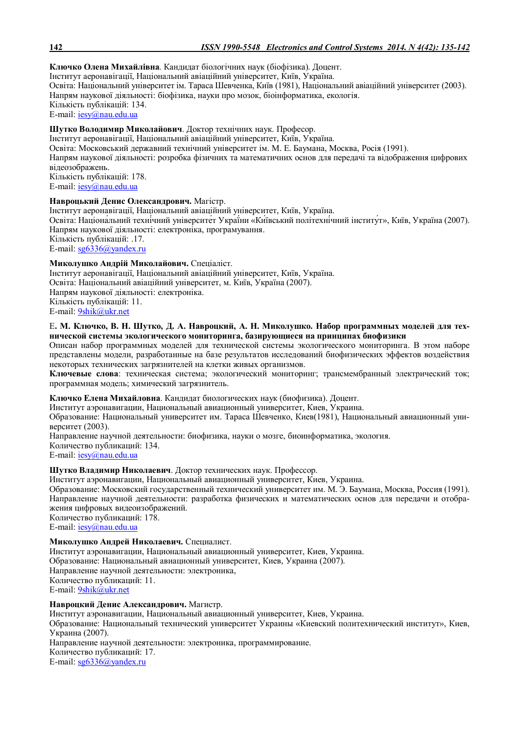**Ключко Олена Михайлівна**. Кандидат біологічних наук (біофізика). Доцент.
Інститут аеронавігації, Національний авіаційний університет, Київ, Україна.
Освіта: Національний університет ім. Тараса Шевченка, Київ (1981), Національний авіаційний університет (2003).
Напрям наукової діяльності: біофізика, науки про мозок, біоінформатика, екологія.
Кількість публікацій: 134.
E-mail: iesy@nau.edu.ua

**Шутко Володимир Миколайович**. Доктор технічних наук. Професор.
Інститут аеронавігації, Національний авіаційний університет, Київ, Україна.
Освіта: Московський державний технічний університет ім. М. Е. Баумана, Москва, Росія (1991).
Напрям наукової діяльності: розробка фізичних та математичних основ для передачі та відображення цифрових відеозображень.
Кількість публікацій: 178.
E-mail: iesy@nau.edu.ua

**Навроцький Денис Олександрович.** Магістр.
Інститут аеронавігації, Національний авіаційний університет, Київ, Україна.
Освіта: Націона́льний техні́чний університе́т Украї́ни «Ки́ївський політехні́чний інститу́т», Київ, Україна (2007).
Напрям наукової діяльності: електроніка, програмування.
Кількість публікацій: .17.
E-mail: sg6336@yandex.ru

**Миколушко Андрій Миколайович.** Спеціаліст.
Інститут аеронавігації, Національний авіаційний університет, Київ, Україна.
Освіта: Національний авіаційний університет, м. Київ, Україна (2007).
Напрям наукової діяльності: електроніка.
Кількість публікацій: 11.
E-mail: 9shik@ukr.net

**Е. М. Ключко, В. Н. Шутко, Д. А. Навроцкий, А. Н. Миколушко. Набор программных моделей для технической системы экологического мониторинга, базирующиеся на принципах биофизики**

Описан набор программных моделей для технической системы экологического мониторинга. В этом наборе представлены модели, разработанные на базе результатов исследований биофизических эффектов воздействия некоторых технических загрязнителей на клетки живых организмов.

**Ключевые слова**: техническая система; экологический мониторинг; трансмембранный электрический ток; программная модель; химический загрязнитель.

**Ключко Елена Михайловна**. Кандидат биологических наук (биофизика). Доцент.
Институт аэронавигации, Национальный авиационный университет, Киев, Украина.
Образование: Национальный университет им. Тараса Шевченко, Киев(1981), Национальный авиационный университет (2003).
Направление научной деятельности: биофизика, науки о мозге, биоинформатика, экология.
Количество публикаций: 134.
E-mail: iesy@nau.edu.ua

**Шутко Владимир Николаевич**. Доктор технических наук. Профессор.
Институт аэронавигации, Национальный авиационный университет, Киев, Украина.
Образование: Московский государственный технический университет им. М. Э. Баумана, Москва, Россия (1991).
Направление научной деятельности: разработка физических и математических основ для передачи и отображения цифровых видеоизображений.
Количество публикаций: 178.
E-mail: iesy@nau.edu.ua

**Миколушко Андрей Николаевич.** Специалист.
Институт аэронавигации, Национальный авиационный университет, Киев, Украина.
Образование: Национальный авиационный университет, Киев, Украина (2007).
Направление научной деятельности: электроника,
Количество публикаций: 11.
E-mail: 9shik@ukr.net

**Навроцкий Денис Александрович.** Магистр.
Институт аэронавигации, Национальный авиационный университет, Киев, Украина.
Образование: Национальный технический университет Украины «Киевский политехнический институт», Киев, Украина (2007).
Направление научной деятельности: электроника, программирование.
Количество публикаций: 17.
E-mail: sg6336@yandex.ru